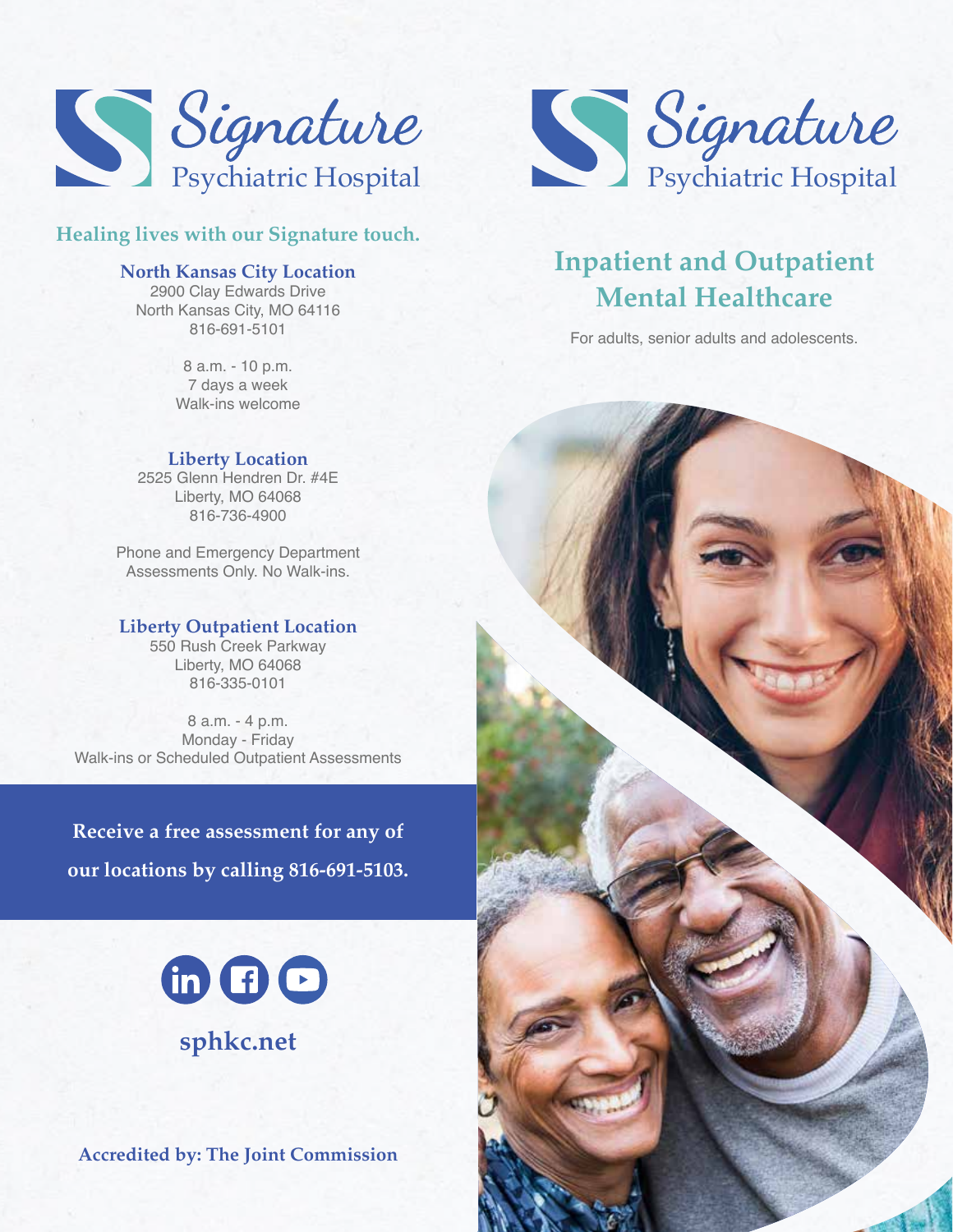# Signature Psychiatric Hospital

**Healing lives with our Signature touch.**

### North Kansas City Location

2900 Clay Edwards Drive
North Kansas City, MO 64116
816-691-5101

8 a.m. - 10 p.m.
7 days a week
Walk-ins welcome

### Liberty Location

2525 Glenn Hendren Dr. #4E
Liberty, MO 64068
816-736-4900

Phone and Emergency Department Assessments Only. No Walk-ins.

### Liberty Outpatient Location

550 Rush Creek Parkway
Liberty, MO 64068
816-335-0101

8 a.m. - 4 p.m.
Monday - Friday
Walk-ins or Scheduled Outpatient Assessments

**Receive a free assessment for any of our locations by calling 816-691-5103.**

**sphkc.net**

**Accredited by: The Joint Commission**

# Signature Psychiatric Hospital

## Inpatient and Outpatient Mental Healthcare

For adults, senior adults and adolescents.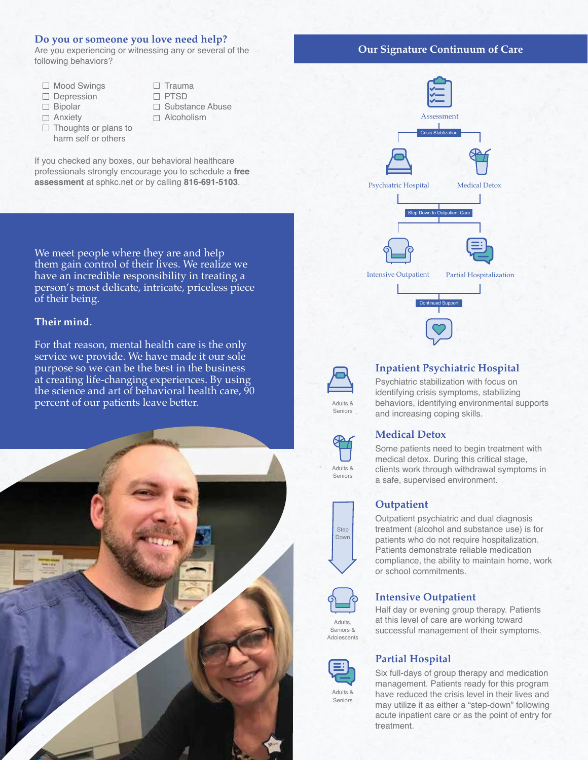## Do you or someone you love need help?

Are you experiencing or witnessing any or several of the following behaviors?

- ☐ Mood Swings
- ☐ Depression
- ☐ Bipolar
- ☐ Anxiety
- ☐ Thoughts or plans to harm self or others
- ☐ Trauma
- ☐ PTSD
- ☐ Substance Abuse
- ☐ Alcoholism

If you checked any boxes, our behavioral healthcare professionals strongly encourage you to schedule a **free assessment** at sphkc.net or by calling **816-691-5103**.

We meet people where they are and help them gain control of their lives. We realize we have an incredible responsibility in treating a person's most delicate, intricate, priceless piece of their being.

**Their mind.**

For that reason, mental health care is the only service we provide. We have made it our sole purpose so we can be the best in the business at creating life-changing experiences. By using the science and art of behavioral health care, 90 percent of our patients leave better.

## Our Signature Continuum of Care

Assessment

Crisis Stablization

Psychiatric Hospital | Medical Detox

Step Down to Outpatient Care

Intensive Outpatient | Partial Hospitalization

Continued Support

### Inpatient Psychiatric Hospital

Adults & Seniors

Psychiatric stabilization with focus on identifying crisis symptoms, stabilizing behaviors, identifying environmental supports and increasing coping skills.

### Medical Detox

Adults & Seniors

Some patients need to begin treatment with medical detox. During this critical stage, clients work through withdrawal symptoms in a safe, supervised environment.

### Outpatient

Step Down

Outpatient psychiatric and dual diagnosis treatment (alcohol and substance use) is for patients who do not require hospitalization. Patients demonstrate reliable medication compliance, the ability to maintain home, work or school commitments.

### Intensive Outpatient

Adults, Seniors & Adolescents

Half day or evening group therapy. Patients at this level of care are working toward successful management of their symptoms.

### Partial Hospital

Adults & Seniors

Six full-days of group therapy and medication management. Patients ready for this program have reduced the crisis level in their lives and may utilize it as either a "step-down" following acute inpatient care or as the point of entry for treatment.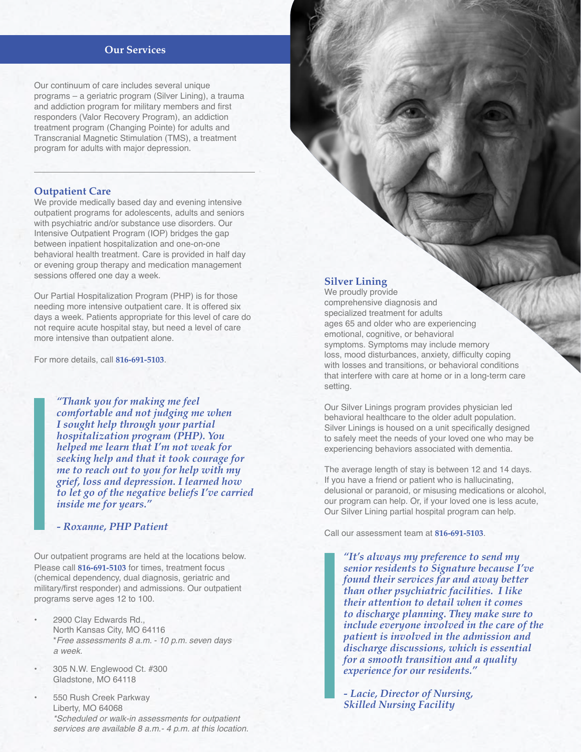## Our Services

Our continuum of care includes several unique programs – a geriatric program (Silver Lining), a trauma and addiction program for military members and first responders (Valor Recovery Program), an addiction treatment program (Changing Pointe) for adults and Transcranial Magnetic Stimulation (TMS), a treatment program for adults with major depression.

---

### Outpatient Care

We provide medically based day and evening intensive outpatient programs for adolescents, adults and seniors with psychiatric and/or substance use disorders. Our Intensive Outpatient Program (IOP) bridges the gap between inpatient hospitalization and one-on-one behavioral health treatment. Care is provided in half day or evening group therapy and medication management sessions offered one day a week.

Our Partial Hospitalization Program (PHP) is for those needing more intensive outpatient care. It is offered six days a week. Patients appropriate for this level of care do not require acute hospital stay, but need a level of care more intensive than outpatient alone.

For more details, call **816-691-5103**.

> *"Thank you for making me feel comfortable and not judging me when I sought help through your partial hospitalization program (PHP). You helped me learn that I'm not weak for seeking help and that it took courage for me to reach out to you for help with my grief, loss and depression. I learned how to let go of the negative beliefs I've carried inside me for years."*
>
> *- Roxanne, PHP Patient*

Our outpatient programs are held at the locations below. Please call **816-691-5103** for times, treatment focus (chemical dependency, dual diagnosis, geriatric and military/first responder) and admissions. Our outpatient programs serve ages 12 to 100.

- 2900 Clay Edwards Rd.,
  North Kansas City, MO 64116
  *\*Free assessments 8 a.m. - 10 p.m. seven days a week.*
- 305 N.W. Englewood Ct. #300
  Gladstone, MO 64118
- 550 Rush Creek Parkway
  Liberty, MO 64068
  *\*Scheduled or walk-in assessments for outpatient services are available 8 a.m.- 4 p.m. at this location.*

### Silver Lining

We proudly provide comprehensive diagnosis and specialized treatment for adults ages 65 and older who are experiencing emotional, cognitive, or behavioral symptoms. Symptoms may include memory loss, mood disturbances, anxiety, difficulty coping with losses and transitions, or behavioral conditions that interfere with care at home or in a long-term care setting.

Our Silver Linings program provides physician led behavioral healthcare to the older adult population. Silver Linings is housed on a unit specifically designed to safely meet the needs of your loved one who may be experiencing behaviors associated with dementia.

The average length of stay is between 12 and 14 days. If you have a friend or patient who is hallucinating, delusional or paranoid, or misusing medications or alcohol, our program can help. Or, if your loved one is less acute, Our Silver Lining partial hospital program can help.

Call our assessment team at **816-691-5103**.

> *"It's always my preference to send my senior residents to Signature because I've found their services far and away better than other psychiatric facilities. I like their attention to detail when it comes to discharge planning. They make sure to include everyone involved in the care of the patient is involved in the admission and discharge discussions, which is essential for a smooth transition and a quality experience for our residents."*
>
> *- Lacie, Director of Nursing, Skilled Nursing Facility*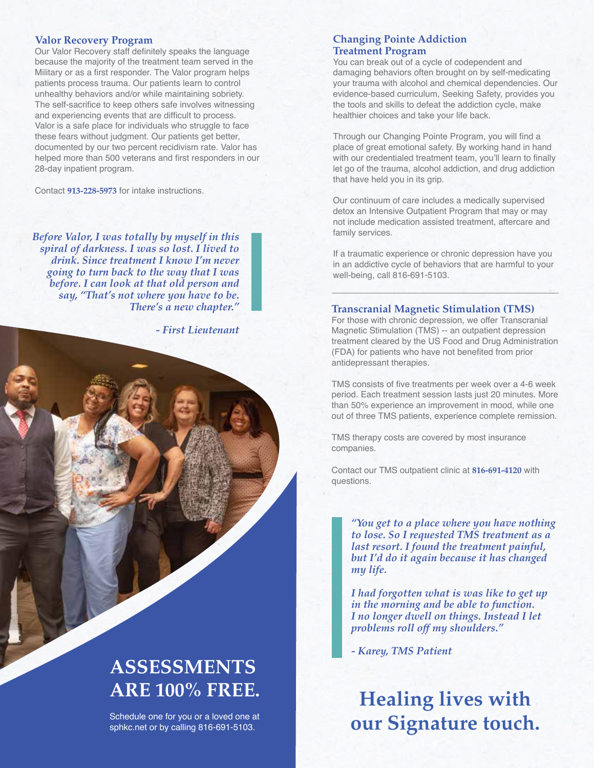### Valor Recovery Program

Our Valor Recovery staff definitely speaks the language because the majority of the treatment team served in the Military or as a first responder. The Valor program helps patients process trauma. Our patients learn to control unhealthy behaviors and/or while maintaining sobriety. The self-sacrifice to keep others safe involves witnessing and experiencing events that are difficult to process. Valor is a safe place for individuals who struggle to face these fears without judgment. Our patients get better, documented by our two percent recidivism rate. Valor has helped more than 500 veterans and first responders in our 28-day inpatient program.

Contact **913-228-5973** for intake instructions.

> *Before Valor, I was totally by myself in this spiral of darkness. I was so lost. I lived to drink. Since treatment I know I'm never going to turn back to the way that I was before. I can look at that old person and say, "That's not where you have to be. There's a new chapter."*
>
> *- First Lieutenant*

## ASSESSMENTS ARE 100% FREE.

Schedule one for you or a loved one at sphkc.net or by calling 816-691-5103.

### Changing Pointe Addiction Treatment Program

You can break out of a cycle of codependent and damaging behaviors often brought on by self-medicating your trauma with alcohol and chemical dependencies. Our evidence-based curriculum, Seeking Safety, provides you the tools and skills to defeat the addiction cycle, make healthier choices and take your life back.

Through our Changing Pointe Program, you will find a place of great emotional safety. By working hand in hand with our credentialed treatment team, you'll learn to finally let go of the trauma, alcohol addiction, and drug addiction that have held you in its grip.

Our continuum of care includes a medically supervised detox an Intensive Outpatient Program that may or may not include medication assisted treatment, aftercare and family services.

If a traumatic experience or chronic depression have you in an addictive cycle of behaviors that are harmful to your well-being, call 816-691-5103.

---

### Transcranial Magnetic Stimulation (TMS)

For those with chronic depression, we offer Transcranial Magnetic Stimulation (TMS) -- an outpatient depression treatment cleared by the US Food and Drug Administration (FDA) for patients who have not benefited from prior antidepressant therapies.

TMS consists of five treatments per week over a 4-6 week period. Each treatment session lasts just 20 minutes. More than 50% experience an improvement in mood, while one out of three TMS patients, experience complete remission.

TMS therapy costs are covered by most insurance companies.

Contact our TMS outpatient clinic at **816-691-4120** with questions.

> *"You get to a place where you have nothing to lose. So I requested TMS treatment as a last resort. I found the treatment painful, but I'd do it again because it has changed my life.*
>
> *I had forgotten what is was like to get up in the morning and be able to function. I no longer dwell on things. Instead I let problems roll off my shoulders."*
>
> *- Karey, TMS Patient*

## Healing lives with our Signature touch.